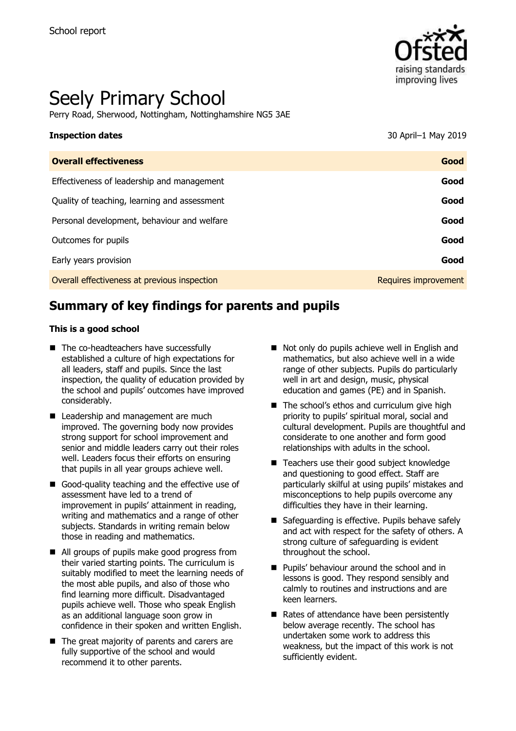School report

# Seely Primary School

Perry Road, Sherwood, Nottingham, Nottinghamshire NG5 3AE

**Inspection dates** 30 April–1 May 2019

| **Overall effectiveness** | **Good** |
| --- | --- |
| Effectiveness of leadership and management | **Good** |
| Quality of teaching, learning and assessment | **Good** |
| Personal development, behaviour and welfare | **Good** |
| Outcomes for pupils | **Good** |
| Early years provision | **Good** |
| Overall effectiveness at previous inspection | Requires improvement |

## Summary of key findings for parents and pupils

**This is a good school**

- The co-headteachers have successfully established a culture of high expectations for all leaders, staff and pupils. Since the last inspection, the quality of education provided by the school and pupils' outcomes have improved considerably.
- Leadership and management are much improved. The governing body now provides strong support for school improvement and senior and middle leaders carry out their roles well. Leaders focus their efforts on ensuring that pupils in all year groups achieve well.
- Good-quality teaching and the effective use of assessment have led to a trend of improvement in pupils' attainment in reading, writing and mathematics and a range of other subjects. Standards in writing remain below those in reading and mathematics.
- All groups of pupils make good progress from their varied starting points. The curriculum is suitably modified to meet the learning needs of the most able pupils, and also of those who find learning more difficult. Disadvantaged pupils achieve well. Those who speak English as an additional language soon grow in confidence in their spoken and written English.
- The great majority of parents and carers are fully supportive of the school and would recommend it to other parents.
- Not only do pupils achieve well in English and mathematics, but also achieve well in a wide range of other subjects. Pupils do particularly well in art and design, music, physical education and games (PE) and in Spanish.
- The school's ethos and curriculum give high priority to pupils' spiritual moral, social and cultural development. Pupils are thoughtful and considerate to one another and form good relationships with adults in the school.
- Teachers use their good subject knowledge and questioning to good effect. Staff are particularly skilful at using pupils' mistakes and misconceptions to help pupils overcome any difficulties they have in their learning.
- Safeguarding is effective. Pupils behave safely and act with respect for the safety of others. A strong culture of safeguarding is evident throughout the school.
- Pupils' behaviour around the school and in lessons is good. They respond sensibly and calmly to routines and instructions and are keen learners.
- Rates of attendance have been persistently below average recently. The school has undertaken some work to address this weakness, but the impact of this work is not sufficiently evident.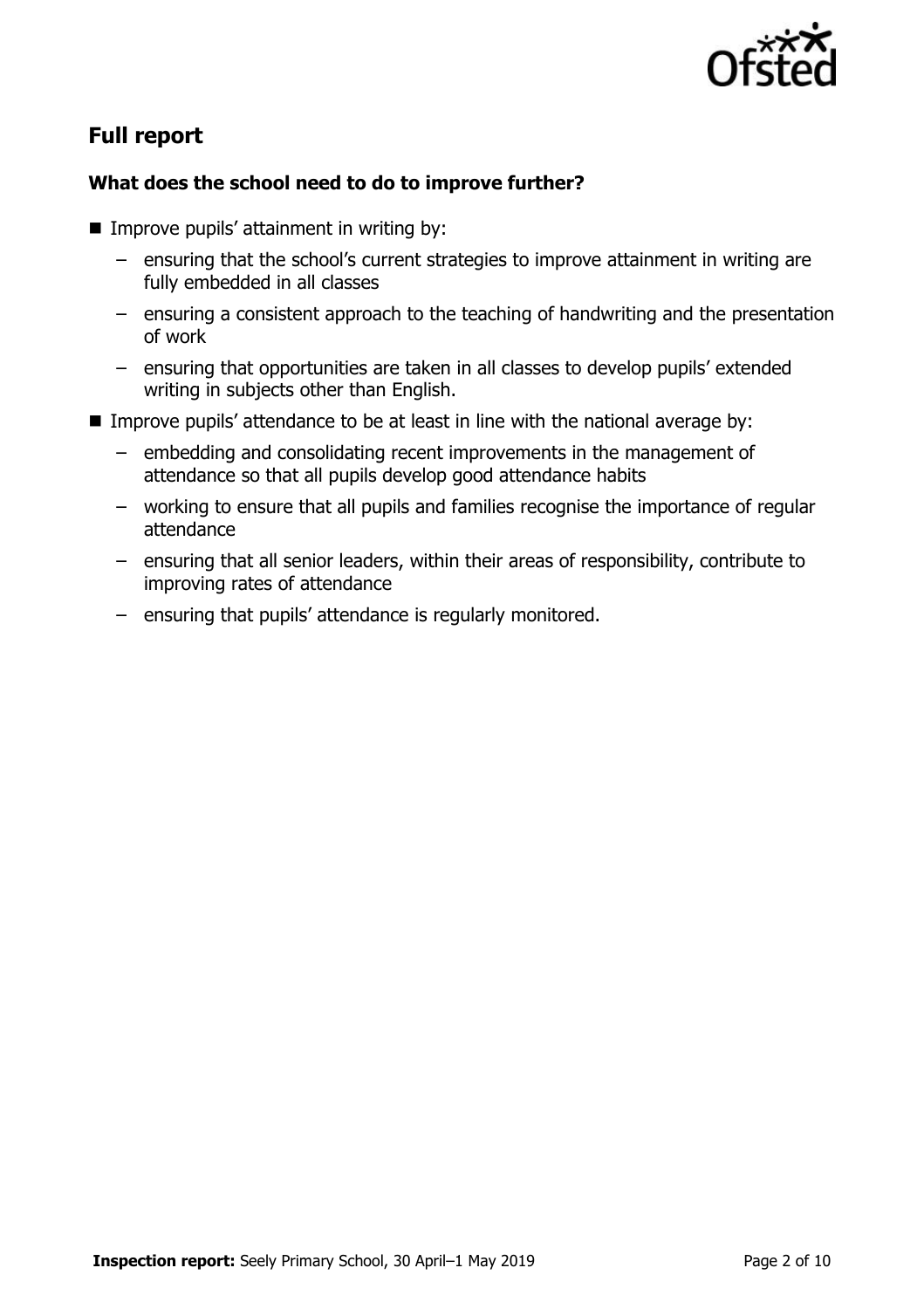## Full report

### What does the school need to do to improve further?

- Improve pupils' attainment in writing by:
  - ensuring that the school's current strategies to improve attainment in writing are fully embedded in all classes
  - ensuring a consistent approach to the teaching of handwriting and the presentation of work
  - ensuring that opportunities are taken in all classes to develop pupils' extended writing in subjects other than English.
- Improve pupils' attendance to be at least in line with the national average by:
  - embedding and consolidating recent improvements in the management of attendance so that all pupils develop good attendance habits
  - working to ensure that all pupils and families recognise the importance of regular attendance
  - ensuring that all senior leaders, within their areas of responsibility, contribute to improving rates of attendance
  - ensuring that pupils' attendance is regularly monitored.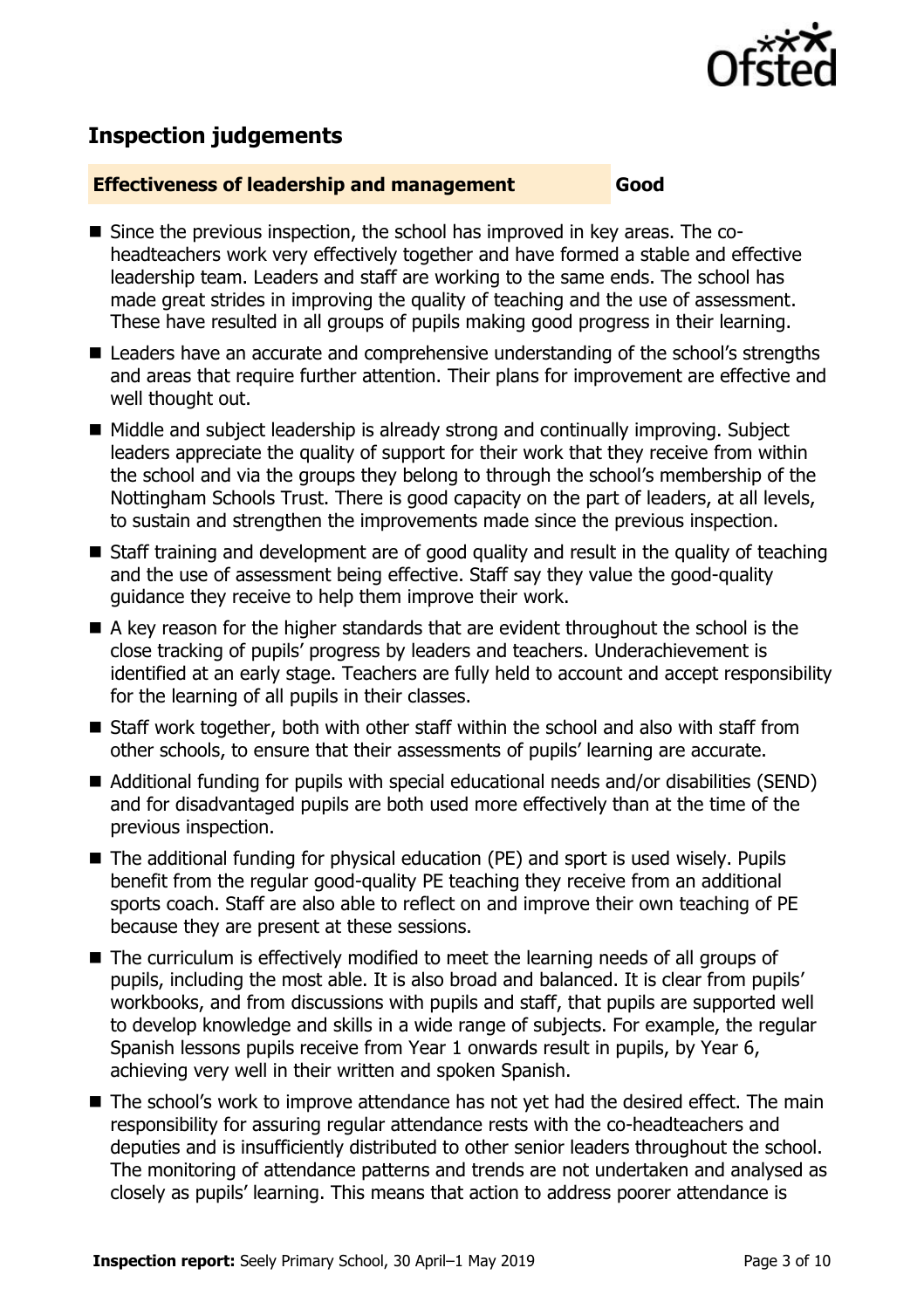## Inspection judgements

| Effectiveness of leadership and management | Good |
| --- | --- |

- Since the previous inspection, the school has improved in key areas. The co-headteachers work very effectively together and have formed a stable and effective leadership team. Leaders and staff are working to the same ends. The school has made great strides in improving the quality of teaching and the use of assessment. These have resulted in all groups of pupils making good progress in their learning.
- Leaders have an accurate and comprehensive understanding of the school's strengths and areas that require further attention. Their plans for improvement are effective and well thought out.
- Middle and subject leadership is already strong and continually improving. Subject leaders appreciate the quality of support for their work that they receive from within the school and via the groups they belong to through the school's membership of the Nottingham Schools Trust. There is good capacity on the part of leaders, at all levels, to sustain and strengthen the improvements made since the previous inspection.
- Staff training and development are of good quality and result in the quality of teaching and the use of assessment being effective. Staff say they value the good-quality guidance they receive to help them improve their work.
- A key reason for the higher standards that are evident throughout the school is the close tracking of pupils' progress by leaders and teachers. Underachievement is identified at an early stage. Teachers are fully held to account and accept responsibility for the learning of all pupils in their classes.
- Staff work together, both with other staff within the school and also with staff from other schools, to ensure that their assessments of pupils' learning are accurate.
- Additional funding for pupils with special educational needs and/or disabilities (SEND) and for disadvantaged pupils are both used more effectively than at the time of the previous inspection.
- The additional funding for physical education (PE) and sport is used wisely. Pupils benefit from the regular good-quality PE teaching they receive from an additional sports coach. Staff are also able to reflect on and improve their own teaching of PE because they are present at these sessions.
- The curriculum is effectively modified to meet the learning needs of all groups of pupils, including the most able. It is also broad and balanced. It is clear from pupils' workbooks, and from discussions with pupils and staff, that pupils are supported well to develop knowledge and skills in a wide range of subjects. For example, the regular Spanish lessons pupils receive from Year 1 onwards result in pupils, by Year 6, achieving very well in their written and spoken Spanish.
- The school's work to improve attendance has not yet had the desired effect. The main responsibility for assuring regular attendance rests with the co-headteachers and deputies and is insufficiently distributed to other senior leaders throughout the school. The monitoring of attendance patterns and trends are not undertaken and analysed as closely as pupils' learning. This means that action to address poorer attendance is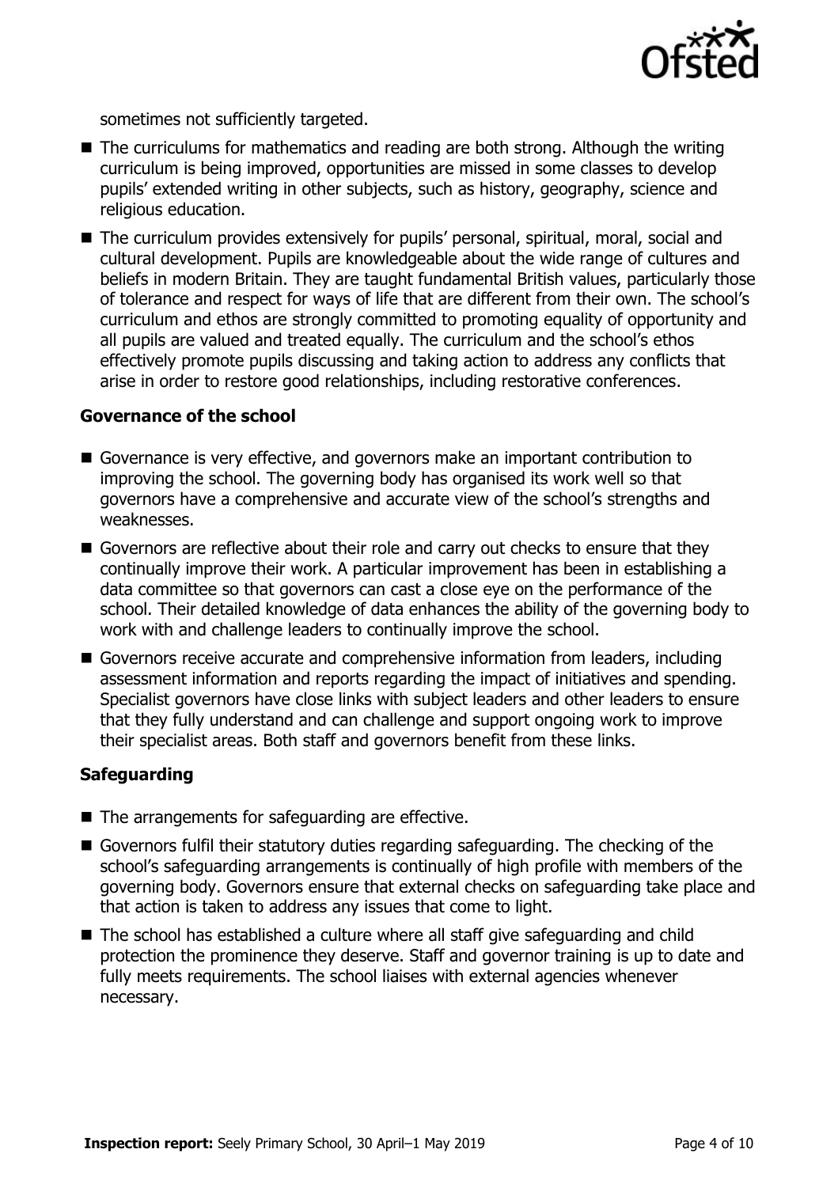sometimes not sufficiently targeted.

- The curriculums for mathematics and reading are both strong. Although the writing curriculum is being improved, opportunities are missed in some classes to develop pupils' extended writing in other subjects, such as history, geography, science and religious education.
- The curriculum provides extensively for pupils' personal, spiritual, moral, social and cultural development. Pupils are knowledgeable about the wide range of cultures and beliefs in modern Britain. They are taught fundamental British values, particularly those of tolerance and respect for ways of life that are different from their own. The school's curriculum and ethos are strongly committed to promoting equality of opportunity and all pupils are valued and treated equally. The curriculum and the school's ethos effectively promote pupils discussing and taking action to address any conflicts that arise in order to restore good relationships, including restorative conferences.

### Governance of the school

- Governance is very effective, and governors make an important contribution to improving the school. The governing body has organised its work well so that governors have a comprehensive and accurate view of the school's strengths and weaknesses.
- Governors are reflective about their role and carry out checks to ensure that they continually improve their work. A particular improvement has been in establishing a data committee so that governors can cast a close eye on the performance of the school. Their detailed knowledge of data enhances the ability of the governing body to work with and challenge leaders to continually improve the school.
- Governors receive accurate and comprehensive information from leaders, including assessment information and reports regarding the impact of initiatives and spending. Specialist governors have close links with subject leaders and other leaders to ensure that they fully understand and can challenge and support ongoing work to improve their specialist areas. Both staff and governors benefit from these links.

### Safeguarding

- The arrangements for safeguarding are effective.
- Governors fulfil their statutory duties regarding safeguarding. The checking of the school's safeguarding arrangements is continually of high profile with members of the governing body. Governors ensure that external checks on safeguarding take place and that action is taken to address any issues that come to light.
- The school has established a culture where all staff give safeguarding and child protection the prominence they deserve. Staff and governor training is up to date and fully meets requirements. The school liaises with external agencies whenever necessary.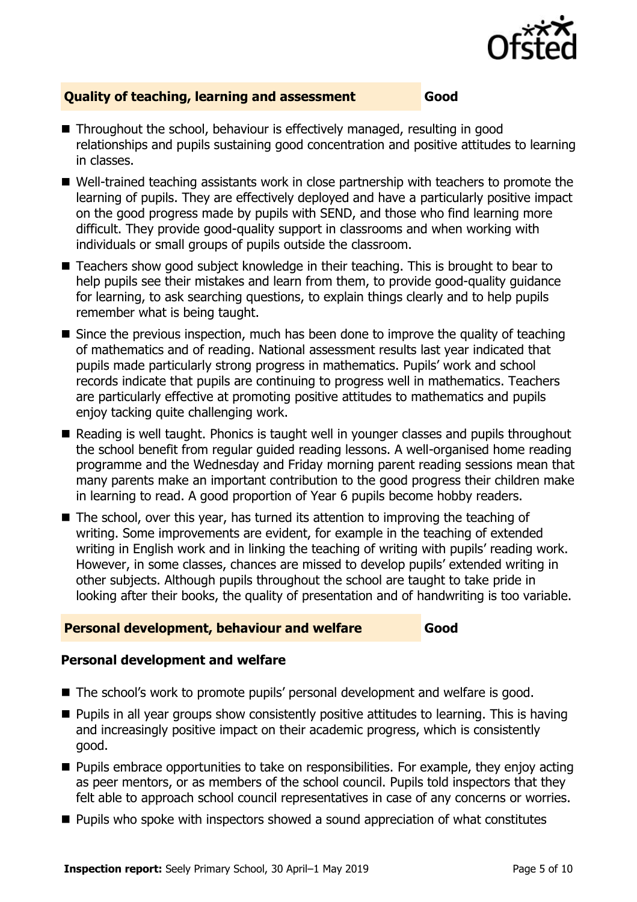## Quality of teaching, learning and assessment — Good

- Throughout the school, behaviour is effectively managed, resulting in good relationships and pupils sustaining good concentration and positive attitudes to learning in classes.
- Well-trained teaching assistants work in close partnership with teachers to promote the learning of pupils. They are effectively deployed and have a particularly positive impact on the good progress made by pupils with SEND, and those who find learning more difficult. They provide good-quality support in classrooms and when working with individuals or small groups of pupils outside the classroom.
- Teachers show good subject knowledge in their teaching. This is brought to bear to help pupils see their mistakes and learn from them, to provide good-quality guidance for learning, to ask searching questions, to explain things clearly and to help pupils remember what is being taught.
- Since the previous inspection, much has been done to improve the quality of teaching of mathematics and of reading. National assessment results last year indicated that pupils made particularly strong progress in mathematics. Pupils' work and school records indicate that pupils are continuing to progress well in mathematics. Teachers are particularly effective at promoting positive attitudes to mathematics and pupils enjoy tacking quite challenging work.
- Reading is well taught. Phonics is taught well in younger classes and pupils throughout the school benefit from regular guided reading lessons. A well-organised home reading programme and the Wednesday and Friday morning parent reading sessions mean that many parents make an important contribution to the good progress their children make in learning to read. A good proportion of Year 6 pupils become hobby readers.
- The school, over this year, has turned its attention to improving the teaching of writing. Some improvements are evident, for example in the teaching of extended writing in English work and in linking the teaching of writing with pupils' reading work. However, in some classes, chances are missed to develop pupils' extended writing in other subjects. Although pupils throughout the school are taught to take pride in looking after their books, the quality of presentation and of handwriting is too variable.

## Personal development, behaviour and welfare — Good

### Personal development and welfare

- The school's work to promote pupils' personal development and welfare is good.
- Pupils in all year groups show consistently positive attitudes to learning. This is having and increasingly positive impact on their academic progress, which is consistently good.
- Pupils embrace opportunities to take on responsibilities. For example, they enjoy acting as peer mentors, or as members of the school council. Pupils told inspectors that they felt able to approach school council representatives in case of any concerns or worries.
- Pupils who spoke with inspectors showed a sound appreciation of what constitutes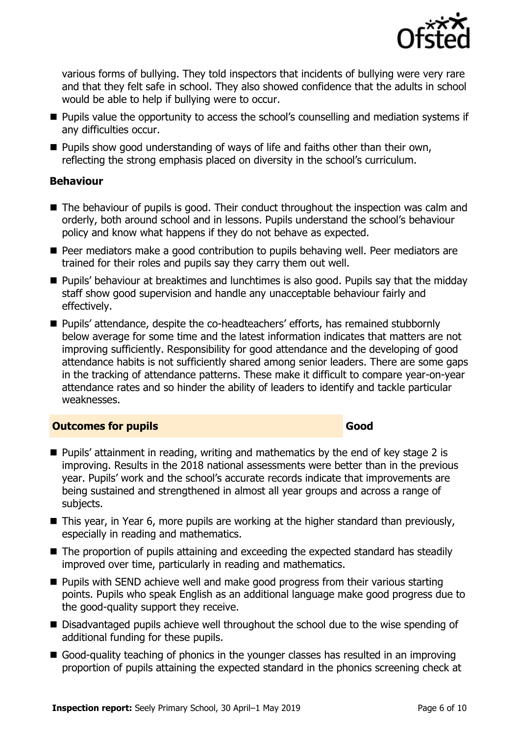various forms of bullying. They told inspectors that incidents of bullying were very rare and that they felt safe in school. They also showed confidence that the adults in school would be able to help if bullying were to occur.

- Pupils value the opportunity to access the school's counselling and mediation systems if any difficulties occur.
- Pupils show good understanding of ways of life and faiths other than their own, reflecting the strong emphasis placed on diversity in the school's curriculum.

### Behaviour

- The behaviour of pupils is good. Their conduct throughout the inspection was calm and orderly, both around school and in lessons. Pupils understand the school's behaviour policy and know what happens if they do not behave as expected.
- Peer mediators make a good contribution to pupils behaving well. Peer mediators are trained for their roles and pupils say they carry them out well.
- Pupils' behaviour at breaktimes and lunchtimes is also good. Pupils say that the midday staff show good supervision and handle any unacceptable behaviour fairly and effectively.
- Pupils' attendance, despite the co-headteachers' efforts, has remained stubbornly below average for some time and the latest information indicates that matters are not improving sufficiently. Responsibility for good attendance and the developing of good attendance habits is not sufficiently shared among senior leaders. There are some gaps in the tracking of attendance patterns. These make it difficult to compare year-on-year attendance rates and so hinder the ability of leaders to identify and tackle particular weaknesses.

## Outcomes for pupils — Good

- Pupils' attainment in reading, writing and mathematics by the end of key stage 2 is improving. Results in the 2018 national assessments were better than in the previous year. Pupils' work and the school's accurate records indicate that improvements are being sustained and strengthened in almost all year groups and across a range of subjects.
- This year, in Year 6, more pupils are working at the higher standard than previously, especially in reading and mathematics.
- The proportion of pupils attaining and exceeding the expected standard has steadily improved over time, particularly in reading and mathematics.
- Pupils with SEND achieve well and make good progress from their various starting points. Pupils who speak English as an additional language make good progress due to the good-quality support they receive.
- Disadvantaged pupils achieve well throughout the school due to the wise spending of additional funding for these pupils.
- Good-quality teaching of phonics in the younger classes has resulted in an improving proportion of pupils attaining the expected standard in the phonics screening check at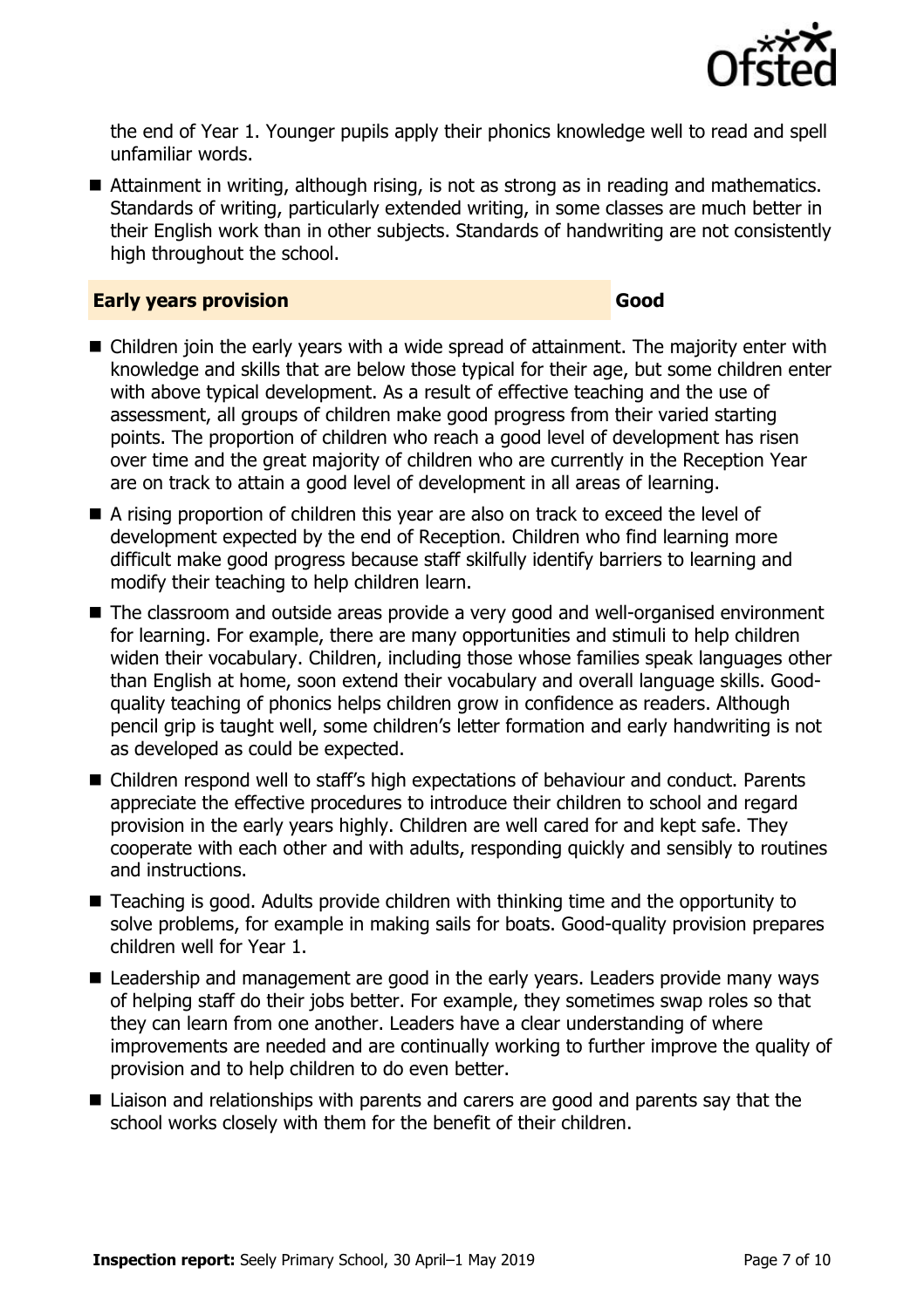the end of Year 1. Younger pupils apply their phonics knowledge well to read and spell unfamiliar words.

- Attainment in writing, although rising, is not as strong as in reading and mathematics. Standards of writing, particularly extended writing, in some classes are much better in their English work than in other subjects. Standards of handwriting are not consistently high throughout the school.

## Early years provision — Good

- Children join the early years with a wide spread of attainment. The majority enter with knowledge and skills that are below those typical for their age, but some children enter with above typical development. As a result of effective teaching and the use of assessment, all groups of children make good progress from their varied starting points. The proportion of children who reach a good level of development has risen over time and the great majority of children who are currently in the Reception Year are on track to attain a good level of development in all areas of learning.
- A rising proportion of children this year are also on track to exceed the level of development expected by the end of Reception. Children who find learning more difficult make good progress because staff skilfully identify barriers to learning and modify their teaching to help children learn.
- The classroom and outside areas provide a very good and well-organised environment for learning. For example, there are many opportunities and stimuli to help children widen their vocabulary. Children, including those whose families speak languages other than English at home, soon extend their vocabulary and overall language skills. Good-quality teaching of phonics helps children grow in confidence as readers. Although pencil grip is taught well, some children's letter formation and early handwriting is not as developed as could be expected.
- Children respond well to staff's high expectations of behaviour and conduct. Parents appreciate the effective procedures to introduce their children to school and regard provision in the early years highly. Children are well cared for and kept safe. They cooperate with each other and with adults, responding quickly and sensibly to routines and instructions.
- Teaching is good. Adults provide children with thinking time and the opportunity to solve problems, for example in making sails for boats. Good-quality provision prepares children well for Year 1.
- Leadership and management are good in the early years. Leaders provide many ways of helping staff do their jobs better. For example, they sometimes swap roles so that they can learn from one another. Leaders have a clear understanding of where improvements are needed and are continually working to further improve the quality of provision and to help children to do even better.
- Liaison and relationships with parents and carers are good and parents say that the school works closely with them for the benefit of their children.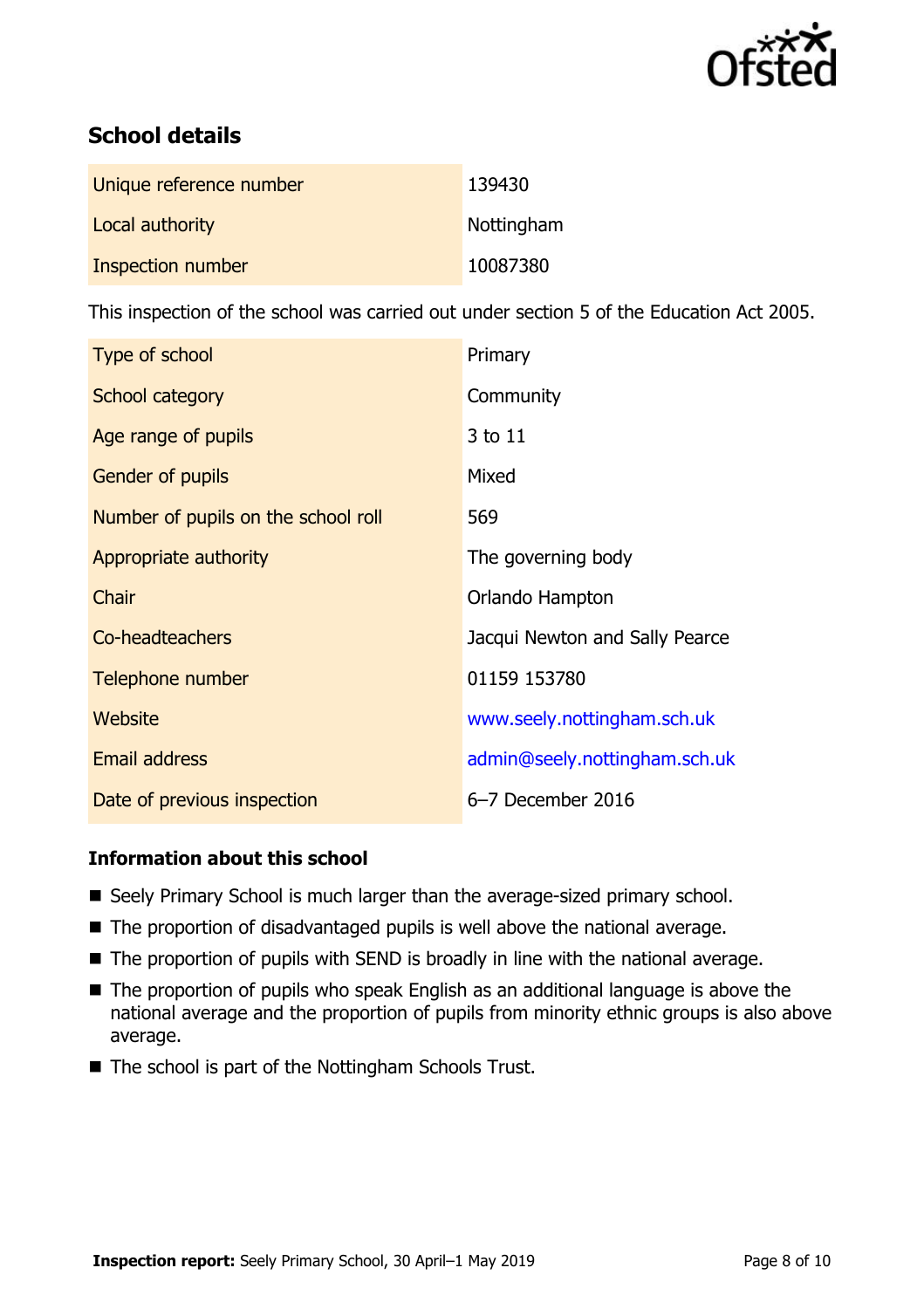## School details

| | |
|---|---|
| Unique reference number | 139430 |
| Local authority | Nottingham |
| Inspection number | 10087380 |

This inspection of the school was carried out under section 5 of the Education Act 2005.

| | |
|---|---|
| Type of school | Primary |
| School category | Community |
| Age range of pupils | 3 to 11 |
| Gender of pupils | Mixed |
| Number of pupils on the school roll | 569 |
| Appropriate authority | The governing body |
| Chair | Orlando Hampton |
| Co-headteachers | Jacqui Newton and Sally Pearce |
| Telephone number | 01159 153780 |
| Website | www.seely.nottingham.sch.uk |
| Email address | admin@seely.nottingham.sch.uk |
| Date of previous inspection | 6–7 December 2016 |

### Information about this school

- Seely Primary School is much larger than the average-sized primary school.
- The proportion of disadvantaged pupils is well above the national average.
- The proportion of pupils with SEND is broadly in line with the national average.
- The proportion of pupils who speak English as an additional language is above the national average and the proportion of pupils from minority ethnic groups is also above average.
- The school is part of the Nottingham Schools Trust.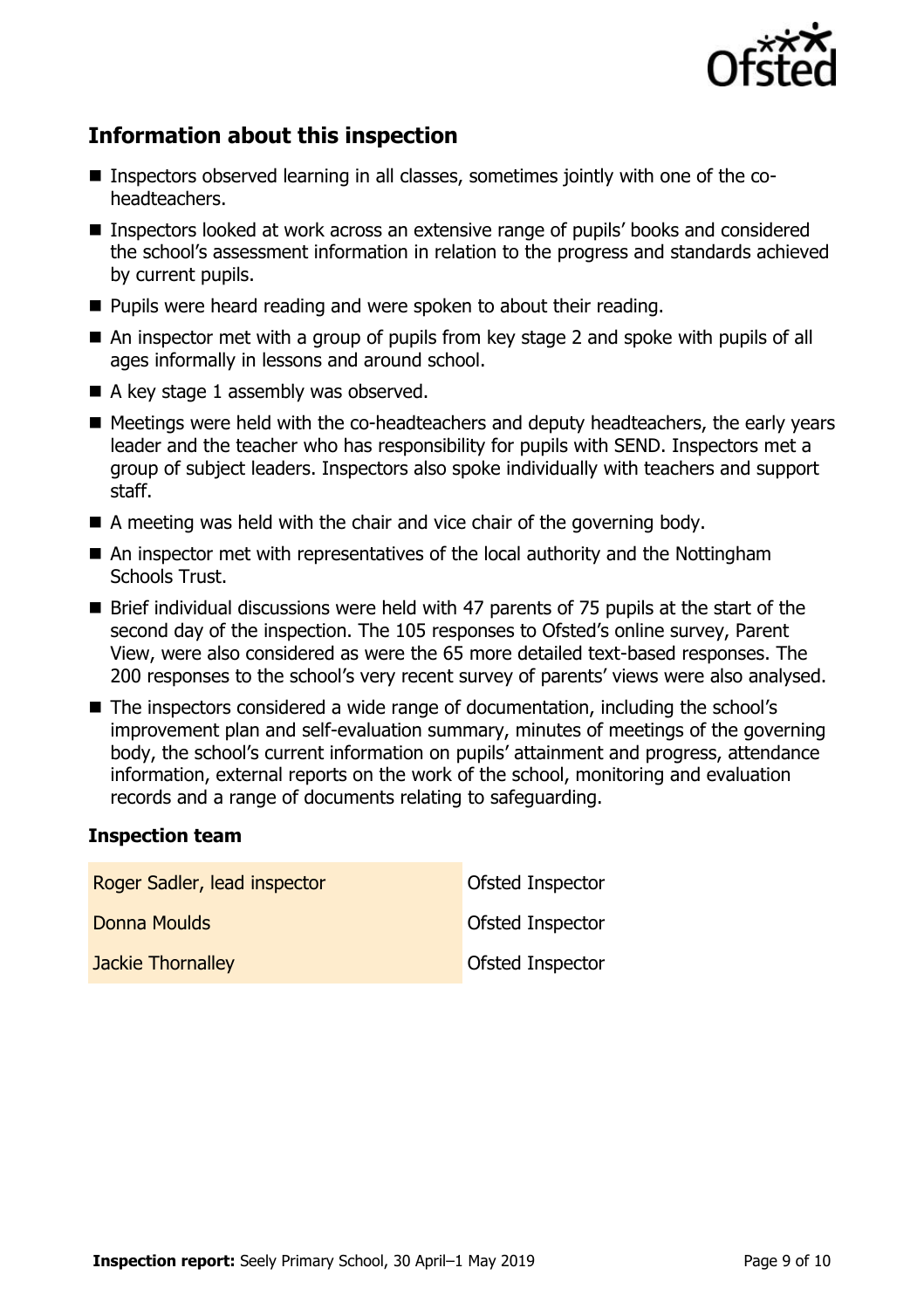## Information about this inspection

- Inspectors observed learning in all classes, sometimes jointly with one of the co-headteachers.
- Inspectors looked at work across an extensive range of pupils' books and considered the school's assessment information in relation to the progress and standards achieved by current pupils.
- Pupils were heard reading and were spoken to about their reading.
- An inspector met with a group of pupils from key stage 2 and spoke with pupils of all ages informally in lessons and around school.
- A key stage 1 assembly was observed.
- Meetings were held with the co-headteachers and deputy headteachers, the early years leader and the teacher who has responsibility for pupils with SEND. Inspectors met a group of subject leaders. Inspectors also spoke individually with teachers and support staff.
- A meeting was held with the chair and vice chair of the governing body.
- An inspector met with representatives of the local authority and the Nottingham Schools Trust.
- Brief individual discussions were held with 47 parents of 75 pupils at the start of the second day of the inspection. The 105 responses to Ofsted's online survey, Parent View, were also considered as were the 65 more detailed text-based responses. The 200 responses to the school's very recent survey of parents' views were also analysed.
- The inspectors considered a wide range of documentation, including the school's improvement plan and self-evaluation summary, minutes of meetings of the governing body, the school's current information on pupils' attainment and progress, attendance information, external reports on the work of the school, monitoring and evaluation records and a range of documents relating to safeguarding.

### Inspection team

| | |
|---|---|
| Roger Sadler, lead inspector | Ofsted Inspector |
| Donna Moulds | Ofsted Inspector |
| Jackie Thornalley | Ofsted Inspector |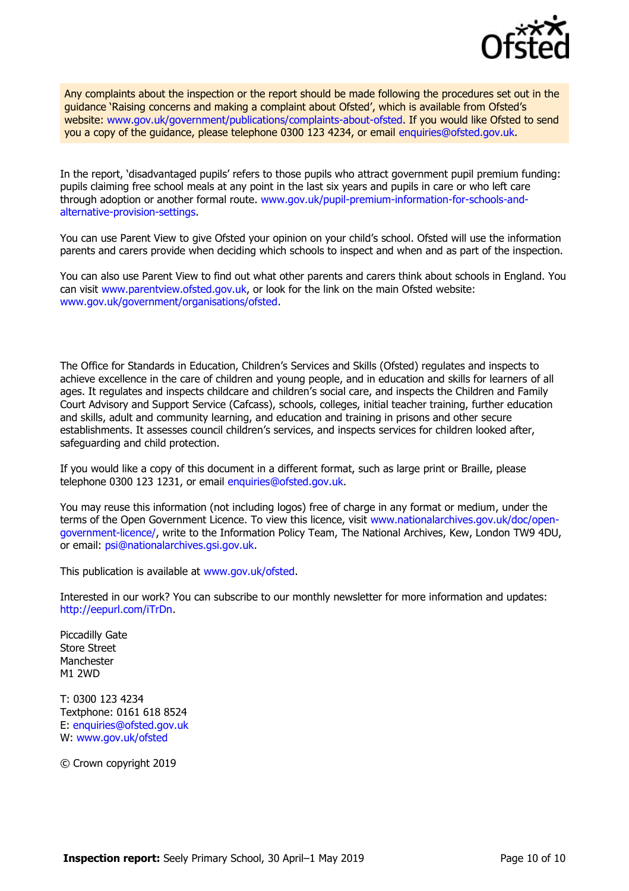Any complaints about the inspection or the report should be made following the procedures set out in the guidance 'Raising concerns and making a complaint about Ofsted', which is available from Ofsted's website: www.gov.uk/government/publications/complaints-about-ofsted. If you would like Ofsted to send you a copy of the guidance, please telephone 0300 123 4234, or email enquiries@ofsted.gov.uk.

In the report, 'disadvantaged pupils' refers to those pupils who attract government pupil premium funding: pupils claiming free school meals at any point in the last six years and pupils in care or who left care through adoption or another formal route. www.gov.uk/pupil-premium-information-for-schools-and-alternative-provision-settings.

You can use Parent View to give Ofsted your opinion on your child's school. Ofsted will use the information parents and carers provide when deciding which schools to inspect and when and as part of the inspection.

You can also use Parent View to find out what other parents and carers think about schools in England. You can visit www.parentview.ofsted.gov.uk, or look for the link on the main Ofsted website: www.gov.uk/government/organisations/ofsted.

The Office for Standards in Education, Children's Services and Skills (Ofsted) regulates and inspects to achieve excellence in the care of children and young people, and in education and skills for learners of all ages. It regulates and inspects childcare and children's social care, and inspects the Children and Family Court Advisory and Support Service (Cafcass), schools, colleges, initial teacher training, further education and skills, adult and community learning, and education and training in prisons and other secure establishments. It assesses council children's services, and inspects services for children looked after, safeguarding and child protection.

If you would like a copy of this document in a different format, such as large print or Braille, please telephone 0300 123 1231, or email enquiries@ofsted.gov.uk.

You may reuse this information (not including logos) free of charge in any format or medium, under the terms of the Open Government Licence. To view this licence, visit www.nationalarchives.gov.uk/doc/open-government-licence/, write to the Information Policy Team, The National Archives, Kew, London TW9 4DU, or email: psi@nationalarchives.gsi.gov.uk.

This publication is available at www.gov.uk/ofsted.

Interested in our work? You can subscribe to our monthly newsletter for more information and updates: http://eepurl.com/iTrDn.

Piccadilly Gate
Store Street
Manchester
M1 2WD

T: 0300 123 4234
Textphone: 0161 618 8524
E: enquiries@ofsted.gov.uk
W: www.gov.uk/ofsted

© Crown copyright 2019